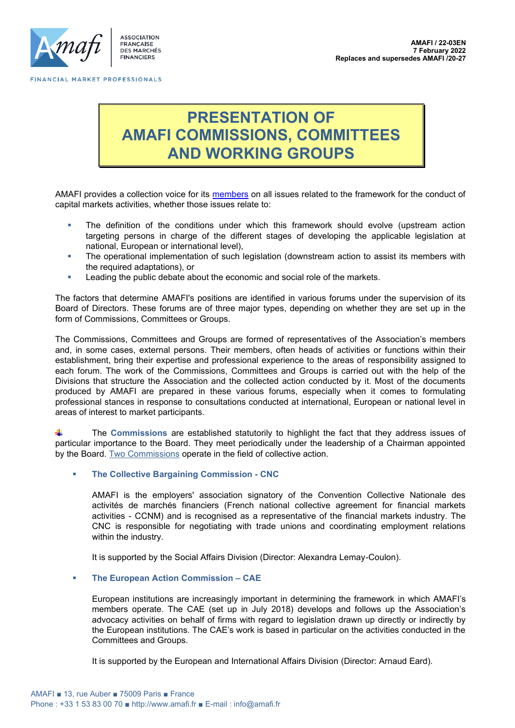AMAFI / 22-03EN
7 February 2022
Replaces and supersedes AMAFI /20-27

# PRESENTATION OF AMAFI COMMISSIONS, COMMITTEES AND WORKING GROUPS

AMAFI provides a collection voice for its members on all issues related to the framework for the conduct of capital markets activities, whether those issues relate to:

- The definition of the conditions under which this framework should evolve (upstream action targeting persons in charge of the different stages of developing the applicable legislation at national, European or international level),
- The operational implementation of such legislation (downstream action to assist its members with the required adaptations), or
- Leading the public debate about the economic and social role of the markets.

The factors that determine AMAFI's positions are identified in various forums under the supervision of its Board of Directors. These forums are of three major types, depending on whether they are set up in the form of Commissions, Committees or Groups.

The Commissions, Committees and Groups are formed of representatives of the Association's members and, in some cases, external persons. Their members, often heads of activities or functions within their establishment, bring their expertise and professional experience to the areas of responsibility assigned to each forum. The work of the Commissions, Committees and Groups is carried out with the help of the Divisions that structure the Association and the collected action conducted by it. Most of the documents produced by AMAFI are prepared in these various forums, especially when it comes to formulating professional stances in response to consultations conducted at international, European or national level in areas of interest to market participants.

The **Commissions** are established statutorily to highlight the fact that they address issues of particular importance to the Board. They meet periodically under the leadership of a Chairman appointed by the Board. Two Commissions operate in the field of collective action.

- **The Collective Bargaining Commission - CNC**

  AMAFI is the employers' association signatory of the Convention Collective Nationale des activités de marchés financiers (French national collective agreement for financial markets activities - CCNM) and is recognised as a representative of the financial markets industry. The CNC is responsible for negotiating with trade unions and coordinating employment relations within the industry.

  It is supported by the Social Affairs Division (Director: Alexandra Lemay-Coulon).

- **The European Action Commission – CAE**

  European institutions are increasingly important in determining the framework in which AMAFI's members operate. The CAE (set up in July 2018) develops and follows up the Association's advocacy activities on behalf of firms with regard to legislation drawn up directly or indirectly by the European institutions. The CAE's work is based in particular on the activities conducted in the Committees and Groups.

  It is supported by the European and International Affairs Division (Director: Arnaud Eard).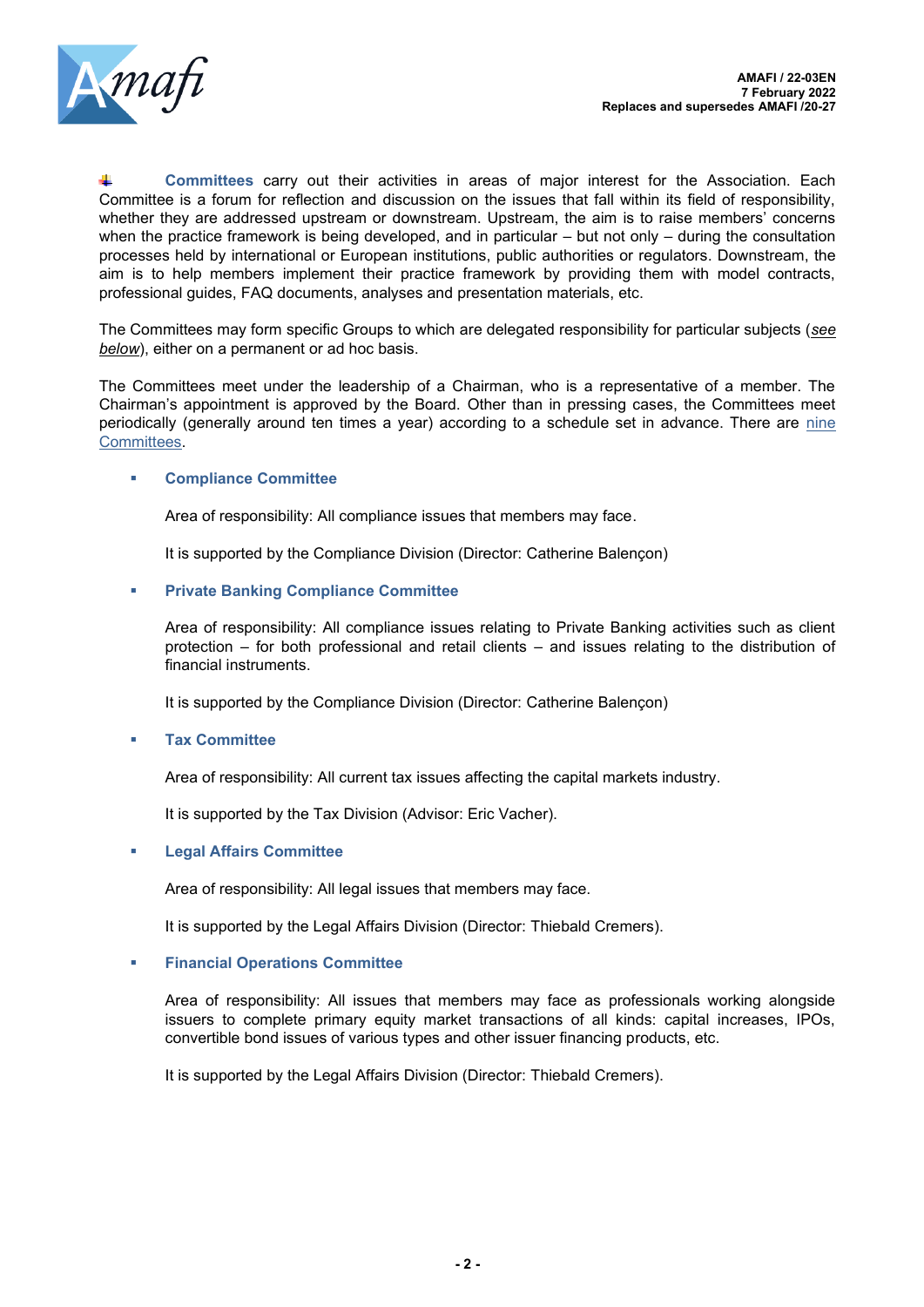**Committees** carry out their activities in areas of major interest for the Association. Each Committee is a forum for reflection and discussion on the issues that fall within its field of responsibility, whether they are addressed upstream or downstream. Upstream, the aim is to raise members' concerns when the practice framework is being developed, and in particular – but not only – during the consultation processes held by international or European institutions, public authorities or regulators. Downstream, the aim is to help members implement their practice framework by providing them with model contracts, professional guides, FAQ documents, analyses and presentation materials, etc.

The Committees may form specific Groups to which are delegated responsibility for particular subjects (*see below*), either on a permanent or ad hoc basis.

The Committees meet under the leadership of a Chairman, who is a representative of a member. The Chairman's appointment is approved by the Board. Other than in pressing cases, the Committees meet periodically (generally around ten times a year) according to a schedule set in advance. There are nine Committees.

- **Compliance Committee**

  Area of responsibility: All compliance issues that members may face.

  It is supported by the Compliance Division (Director: Catherine Balençon)

- **Private Banking Compliance Committee**

  Area of responsibility: All compliance issues relating to Private Banking activities such as client protection – for both professional and retail clients – and issues relating to the distribution of financial instruments.

  It is supported by the Compliance Division (Director: Catherine Balençon)

- **Tax Committee**

  Area of responsibility: All current tax issues affecting the capital markets industry.

  It is supported by the Tax Division (Advisor: Eric Vacher).

- **Legal Affairs Committee**

  Area of responsibility: All legal issues that members may face.

  It is supported by the Legal Affairs Division (Director: Thiebald Cremers).

- **Financial Operations Committee**

  Area of responsibility: All issues that members may face as professionals working alongside issuers to complete primary equity market transactions of all kinds: capital increases, IPOs, convertible bond issues of various types and other issuer financing products, etc.

  It is supported by the Legal Affairs Division (Director: Thiebald Cremers).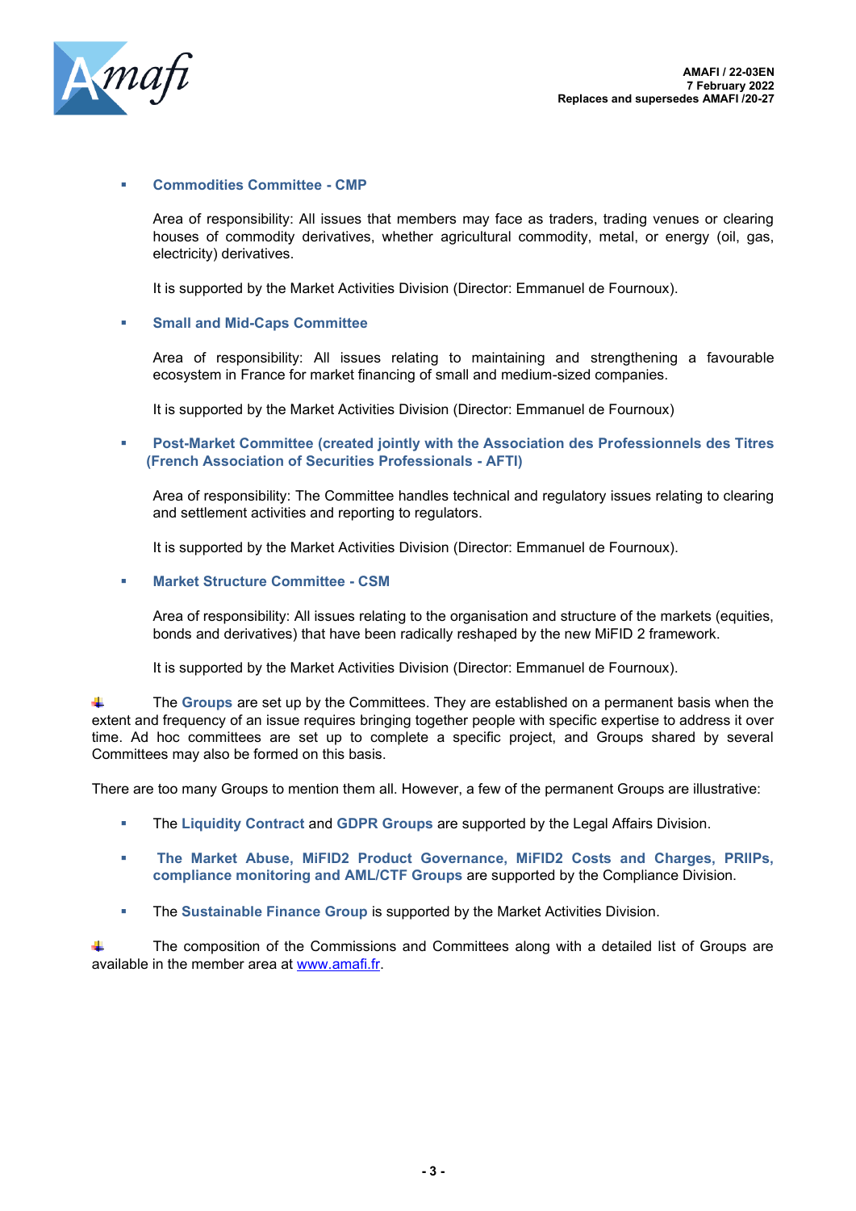- **Commodities Committee - CMP**

  Area of responsibility: All issues that members may face as traders, trading venues or clearing houses of commodity derivatives, whether agricultural commodity, metal, or energy (oil, gas, electricity) derivatives.

  It is supported by the Market Activities Division (Director: Emmanuel de Fournoux).

- **Small and Mid-Caps Committee**

  Area of responsibility: All issues relating to maintaining and strengthening a favourable ecosystem in France for market financing of small and medium-sized companies.

  It is supported by the Market Activities Division (Director: Emmanuel de Fournoux)

- **Post-Market Committee (created jointly with the Association des Professionnels des Titres (French Association of Securities Professionals - AFTI)**

  Area of responsibility: The Committee handles technical and regulatory issues relating to clearing and settlement activities and reporting to regulators.

  It is supported by the Market Activities Division (Director: Emmanuel de Fournoux).

- **Market Structure Committee - CSM**

  Area of responsibility: All issues relating to the organisation and structure of the markets (equities, bonds and derivatives) that have been radically reshaped by the new MiFID 2 framework.

  It is supported by the Market Activities Division (Director: Emmanuel de Fournoux).

The **Groups** are set up by the Committees. They are established on a permanent basis when the extent and frequency of an issue requires bringing together people with specific expertise to address it over time. Ad hoc committees are set up to complete a specific project, and Groups shared by several Committees may also be formed on this basis.

There are too many Groups to mention them all. However, a few of the permanent Groups are illustrative:

- The **Liquidity Contract** and **GDPR Groups** are supported by the Legal Affairs Division.
- **The Market Abuse, MiFID2 Product Governance, MiFID2 Costs and Charges, PRIIPs, compliance monitoring and AML/CTF Groups** are supported by the Compliance Division.
- The **Sustainable Finance Group** is supported by the Market Activities Division.

The composition of the Commissions and Committees along with a detailed list of Groups are available in the member area at [www.amafi.fr](http://www.amafi.fr).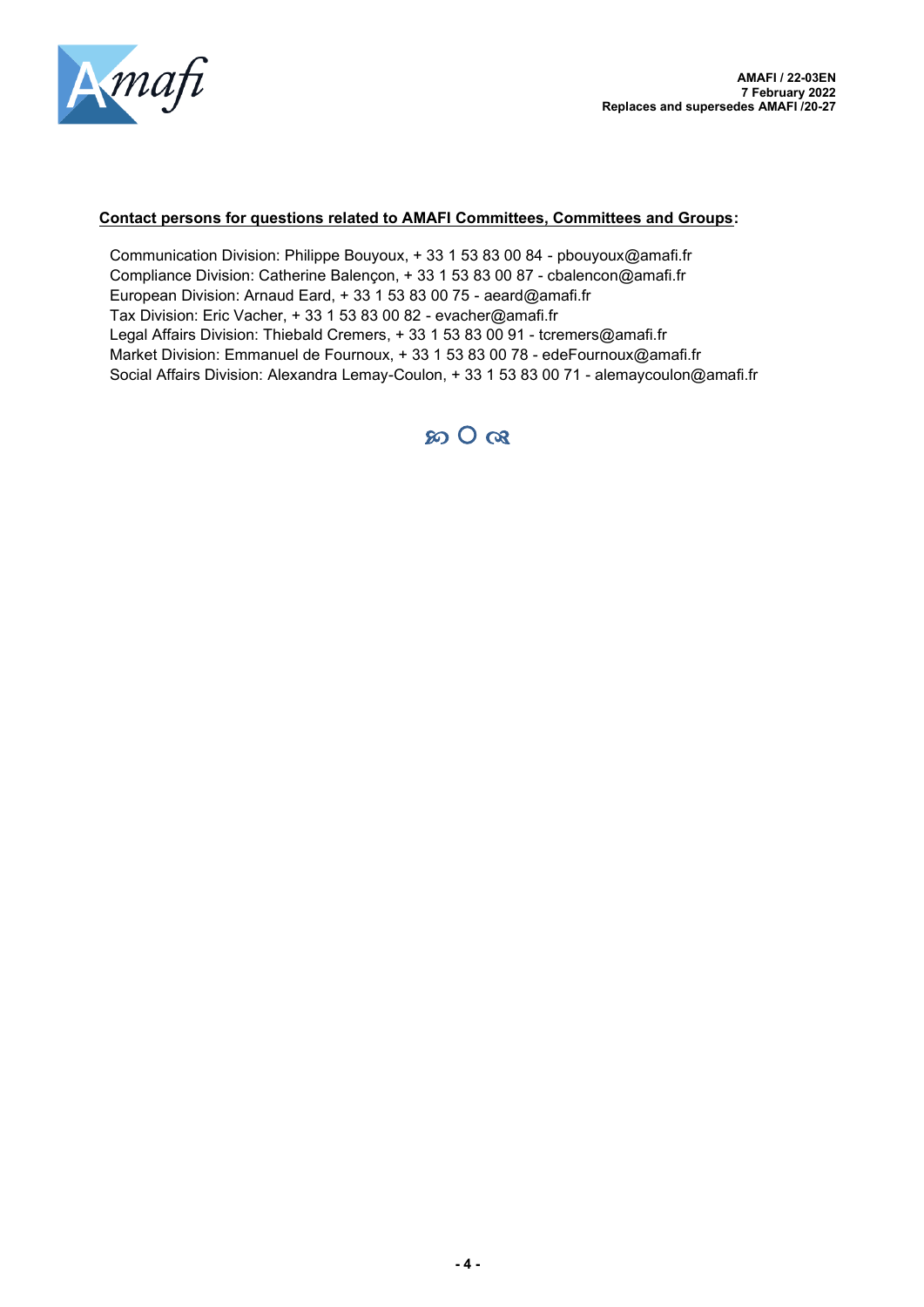**Contact persons for questions related to AMAFI Committees, Committees and Groups:**

Communication Division: Philippe Bouyoux, + 33 1 53 83 00 84 - pbouyoux@amafi.fr
Compliance Division: Catherine Balençon, + 33 1 53 83 00 87 - cbalencon@amafi.fr
European Division: Arnaud Eard, + 33 1 53 83 00 75 - aeard@amafi.fr
Tax Division: Eric Vacher, + 33 1 53 83 00 82 - evacher@amafi.fr
Legal Affairs Division: Thiebald Cremers, + 33 1 53 83 00 91 - tcremers@amafi.fr
Market Division: Emmanuel de Fournoux, + 33 1 53 83 00 78 - edeFournoux@amafi.fr
Social Affairs Division: Alexandra Lemay-Coulon, + 33 1 53 83 00 71 - alemaycoulon@amafi.fr